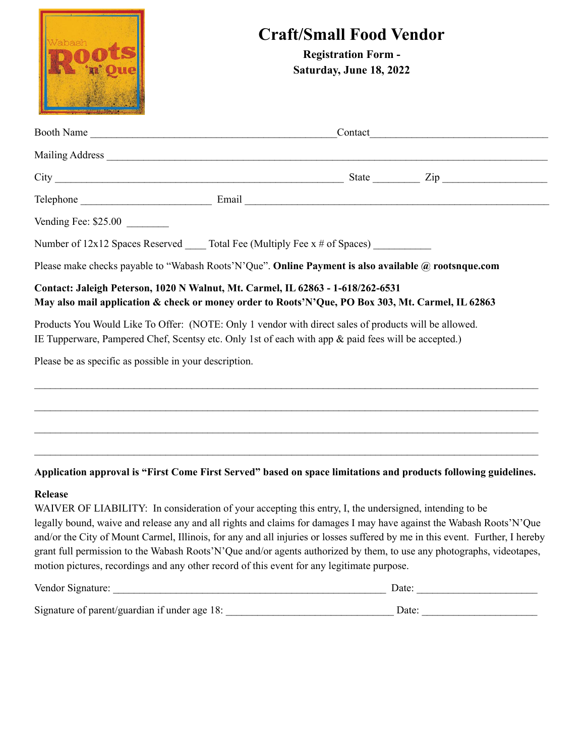# Craft/Small Food Vendor

**Registration Form -**
**Saturday, June 18, 2022**

Booth Name ______________________________________________Contact_________________________________

Mailing Address ___________________________________________________________________________________

City _______________________________________________________ State ________ Zip ___________________

Telephone ________________________ Email _________________________________________________________

Vending Fee: $25.00 ________

Number of 12x12 Spaces Reserved ____ Total Fee (Multiply Fee x # of Spaces) __________

Please make checks payable to "Wabash Roots'N'Que". **Online Payment is also available @ rootsnque.com**

**Contact: Jaleigh Peterson, 1020 N Walnut, Mt. Carmel, IL 62863 - 1-618/262-6531**
**May also mail application & check or money order to Roots'N'Que, PO Box 303, Mt. Carmel, IL 62863**

Products You Would Like To Offer: (NOTE: Only 1 vendor with direct sales of products will be allowed. IE Tupperware, Pampered Chef, Scentsy etc. Only 1st of each with app & paid fees will be accepted.)

Please be as specific as possible in your description.

_____________________________________________________________________________________________

_____________________________________________________________________________________________

_____________________________________________________________________________________________

_____________________________________________________________________________________________

**Application approval is "First Come First Served" based on space limitations and products following guidelines.**

**Release**

WAIVER OF LIABILITY: In consideration of your accepting this entry, I, the undersigned, intending to be legally bound, waive and release any and all rights and claims for damages I may have against the Wabash Roots'N'Que and/or the City of Mount Carmel, Illinois, for any and all injuries or losses suffered by me in this event. Further, I hereby grant full permission to the Wabash Roots'N'Que and/or agents authorized by them, to use any photographs, videotapes, motion pictures, recordings and any other record of this event for any legitimate purpose.

Vendor Signature: ____________________________________________________ Date: ______________________

Signature of parent/guardian if under age 18: _______________________________ Date: _____________________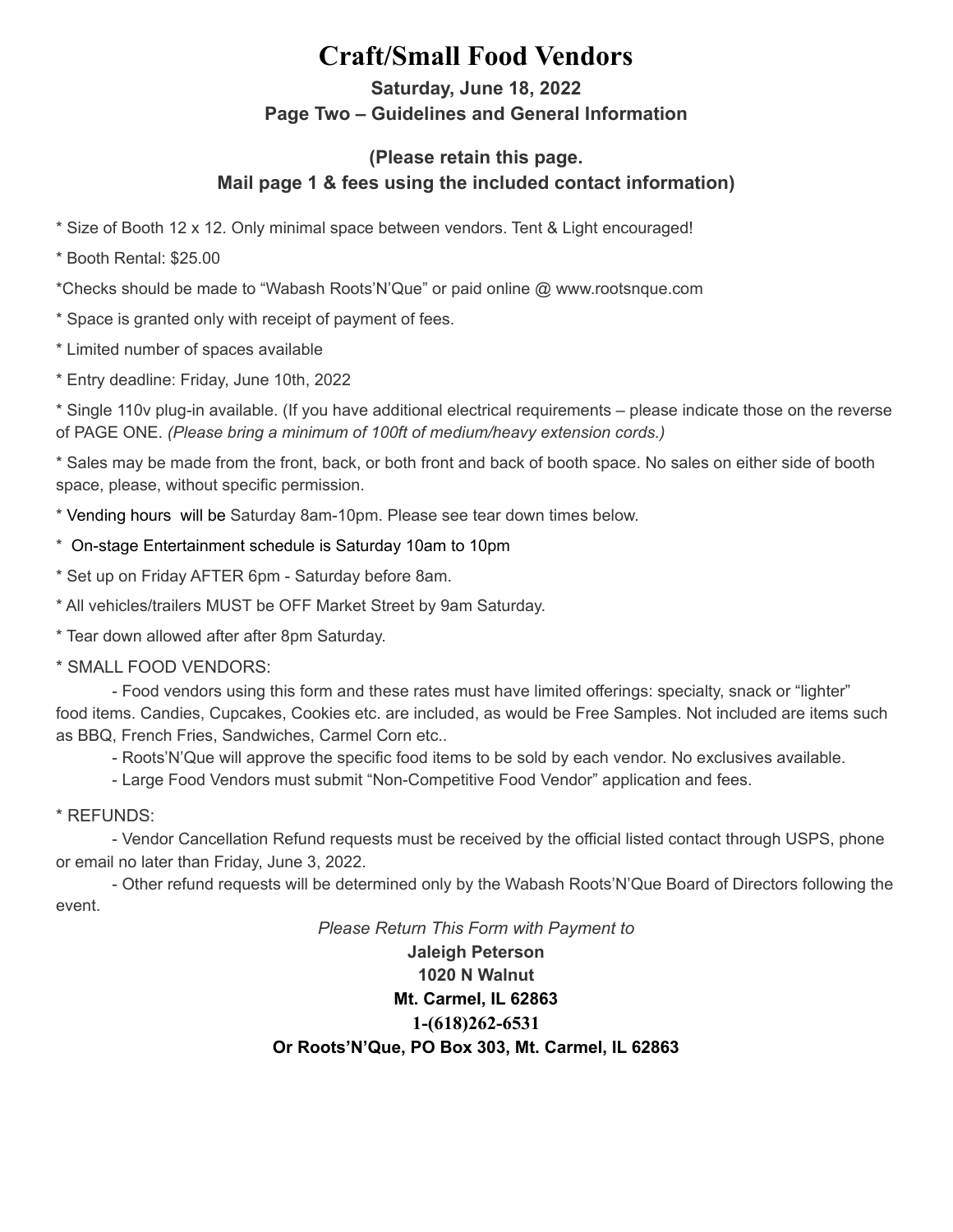# Craft/Small Food Vendors

### Saturday, June 18, 2022

### Page Two – Guidelines and General Information

### (Please retain this page. Mail page 1 & fees using the included contact information)

* Size of Booth 12 x 12. Only minimal space between vendors. Tent & Light encouraged!

* Booth Rental: $25.00

*Checks should be made to "Wabash Roots'N'Que" or paid online @ www.rootsnque.com

* Space is granted only with receipt of payment of fees.

* Limited number of spaces available

* Entry deadline: Friday, June 10th, 2022

* Single 110v plug-in available. (If you have additional electrical requirements – please indicate those on the reverse of PAGE ONE. *(Please bring a minimum of 100ft of medium/heavy extension cords.)*

* Sales may be made from the front, back, or both front and back of booth space. No sales on either side of booth space, please, without specific permission.

* Vending hours will be Saturday 8am-10pm. Please see tear down times below.

* On-stage Entertainment schedule is Saturday 10am to 10pm

* Set up on Friday AFTER 6pm - Saturday before 8am.

* All vehicles/trailers MUST be OFF Market Street by 9am Saturday.

* Tear down allowed after after 8pm Saturday.

* SMALL FOOD VENDORS:

- Food vendors using this form and these rates must have limited offerings: specialty, snack or "lighter" food items. Candies, Cupcakes, Cookies etc. are included, as would be Free Samples. Not included are items such as BBQ, French Fries, Sandwiches, Carmel Corn etc..
- Roots'N'Que will approve the specific food items to be sold by each vendor. No exclusives available.
- Large Food Vendors must submit "Non-Competitive Food Vendor" application and fees.

* REFUNDS:

- Vendor Cancellation Refund requests must be received by the official listed contact through USPS, phone or email no later than Friday, June 3, 2022.
- Other refund requests will be determined only by the Wabash Roots'N'Que Board of Directors following the event.

*Please Return This Form with Payment to*

**Jaleigh Peterson**
**1020 N Walnut**
**Mt. Carmel, IL 62863**
**1-(618)262-6531**
**Or Roots'N'Que, PO Box 303, Mt. Carmel, IL 62863**